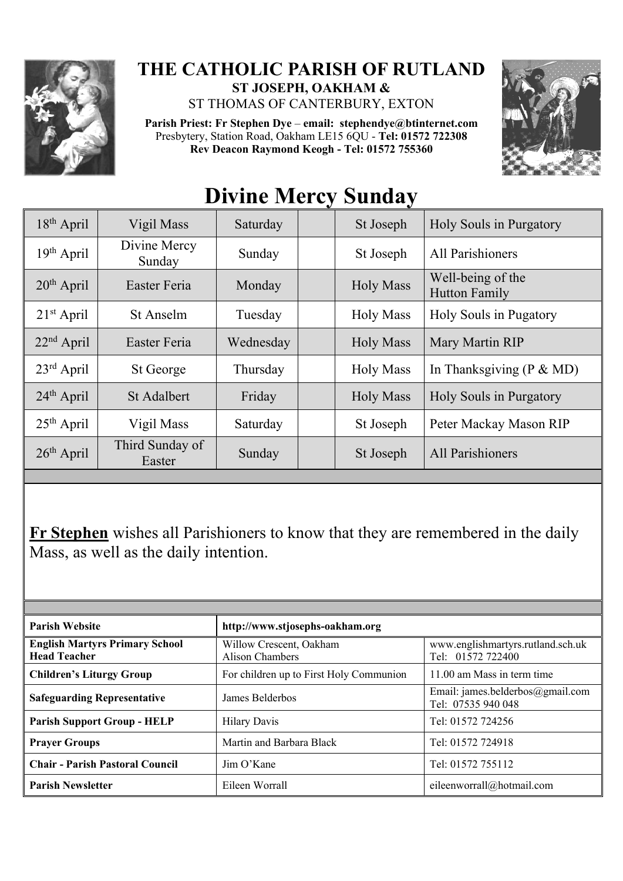# THE CATHOLIC PARISH OF RUTLAND

**ST JOSEPH, OAKHAM &**

ST THOMAS OF CANTERBURY, EXTON

**Parish Priest: Fr Stephen Dye** – **email: stephendye@btinternet.com**
Presbytery, Station Road, Oakham LE15 6QU - **Tel: 01572 722308**
**Rev Deacon Raymond Keogh - Tel: 01572 755360**

# Divine Mercy Sunday

| | | | | | |
|---|---|---|---|---|---|
| 18th April | Vigil Mass | Saturday | | St Joseph | Holy Souls in Purgatory |
| 19th April | Divine Mercy Sunday | Sunday | | St Joseph | All Parishioners |
| 20th April | Easter Feria | Monday | | Holy Mass | Well-being of the Hutton Family |
| 21st April | St Anselm | Tuesday | | Holy Mass | Holy Souls in Pugatory |
| 22nd April | Easter Feria | Wednesday | | Holy Mass | Mary Martin RIP |
| 23rd April | St George | Thursday | | Holy Mass | In Thanksgiving (P & MD) |
| 24th April | St Adalbert | Friday | | Holy Mass | Holy Souls in Purgatory |
| 25th April | Vigil Mass | Saturday | | St Joseph | Peter Mackay Mason RIP |
| 26th April | Third Sunday of Easter | Sunday | | St Joseph | All Parishioners |

**Fr Stephen** wishes all Parishioners to know that they are remembered in the daily Mass, as well as the daily intention.

| | | |
|---|---|---|
| **Parish Website** | **http://www.stjosephs-oakham.org** | |
| **English Martyrs Primary School Head Teacher** | Willow Crescent, Oakham Alison Chambers | www.englishmartyrs.rutland.sch.uk Tel: 01572 722400 |
| **Children's Liturgy Group** | For children up to First Holy Communion | 11.00 am Mass in term time |
| **Safeguarding Representative** | James Belderbos | Email: james.belderbos@gmail.com Tel: 07535 940 048 |
| **Parish Support Group - HELP** | Hilary Davis | Tel: 01572 724256 |
| **Prayer Groups** | Martin and Barbara Black | Tel: 01572 724918 |
| **Chair - Parish Pastoral Council** | Jim O'Kane | Tel: 01572 755112 |
| **Parish Newsletter** | Eileen Worrall | eileenworrall@hotmail.com |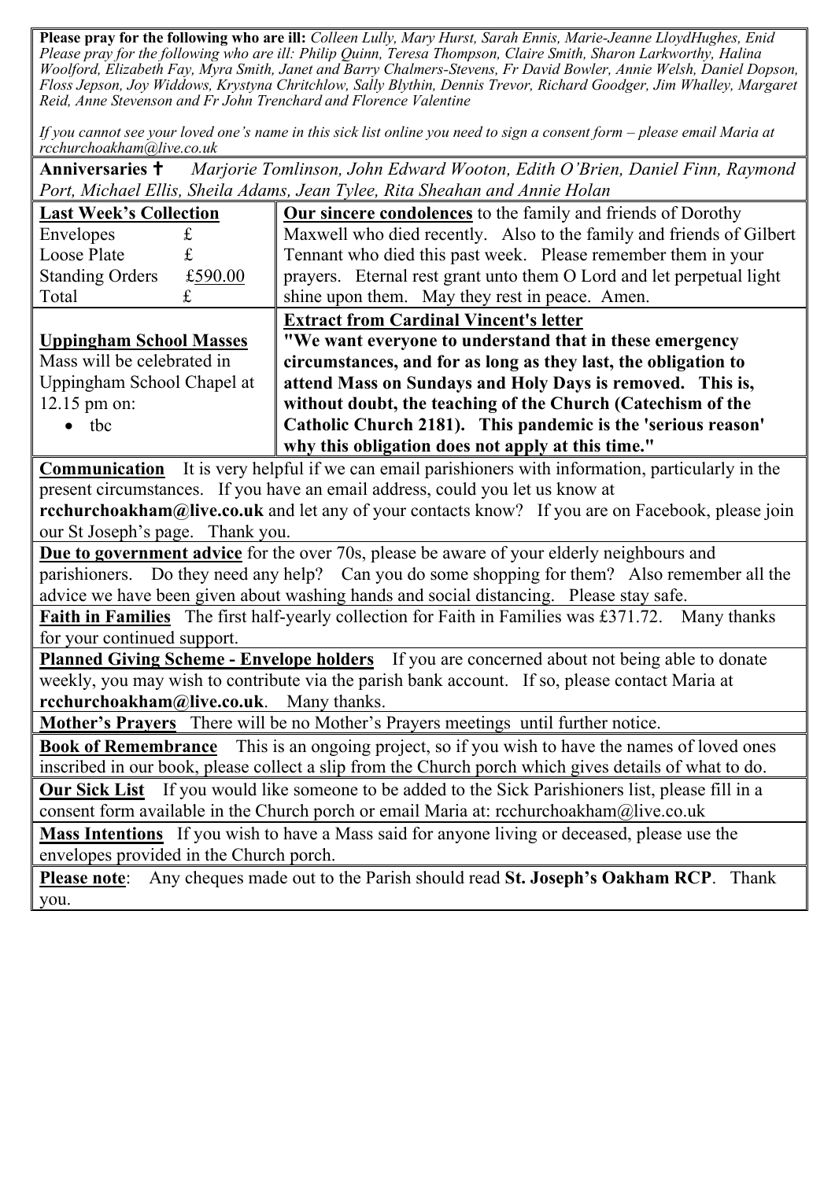**Please pray for the following who are ill:** *Colleen Lully, Mary Hurst, Sarah Ennis, Marie-Jeanne LloydHughes, Enid Please pray for the following who are ill: Philip Quinn, Teresa Thompson, Claire Smith, Sharon Larkworthy, Halina Woolford, Elizabeth Fay, Myra Smith, Janet and Barry Chalmers-Stevens, Fr David Bowler, Annie Welsh, Daniel Dopson, Floss Jepson, Joy Widdows, Krystyna Chritchlow, Sally Blythin, Dennis Trevor, Richard Goodger, Jim Whalley, Margaret Reid, Anne Stevenson and Fr John Trenchard and Florence Valentine*

*If you cannot see your loved one's name in this sick list online you need to sign a consent form – please email Maria at rcchurchoakham@live.co.uk*

**Anniversaries ✝** *Marjorie Tomlinson, John Edward Wooton, Edith O'Brien, Daniel Finn, Raymond Port, Michael Ellis, Sheila Adams, Jean Tylee, Rita Sheahan and Annie Holan*

**Last Week's Collection**

| | |
|---|---|
| Envelopes | £ |
| Loose Plate | £ |
| Standing Orders | £590.00 |
| Total | £ |

**Our sincere condolences** to the family and friends of Dorothy Maxwell who died recently. Also to the family and friends of Gilbert Tennant who died this past week. Please remember them in your prayers. Eternal rest grant unto them O Lord and let perpetual light shine upon them. May they rest in peace. Amen.

**Uppingham School Masses**
Mass will be celebrated in Uppingham School Chapel at 12.15 pm on:

- tbc

**Extract from Cardinal Vincent's letter**
**"We want everyone to understand that in these emergency circumstances, and for as long as they last, the obligation to attend Mass on Sundays and Holy Days is removed. This is, without doubt, the teaching of the Church (Catechism of the Catholic Church 2181). This pandemic is the 'serious reason' why this obligation does not apply at this time."**

**Communication** It is very helpful if we can email parishioners with information, particularly in the present circumstances. If you have an email address, could you let us know at **rcchurchoakham@live.co.uk** and let any of your contacts know? If you are on Facebook, please join our St Joseph's page. Thank you.

**Due to government advice** for the over 70s, please be aware of your elderly neighbours and parishioners. Do they need any help? Can you do some shopping for them? Also remember all the advice we have been given about washing hands and social distancing. Please stay safe.

**Faith in Families** The first half-yearly collection for Faith in Families was £371.72. Many thanks for your continued support.

**Planned Giving Scheme - Envelope holders** If you are concerned about not being able to donate weekly, you may wish to contribute via the parish bank account. If so, please contact Maria at **rcchurchoakham@live.co.uk**. Many thanks.

**Mother's Prayers** There will be no Mother's Prayers meetings until further notice.

**Book of Remembrance** This is an ongoing project, so if you wish to have the names of loved ones inscribed in our book, please collect a slip from the Church porch which gives details of what to do.

**Our Sick List** If you would like someone to be added to the Sick Parishioners list, please fill in a consent form available in the Church porch or email Maria at: rcchurchoakham@live.co.uk

**Mass Intentions** If you wish to have a Mass said for anyone living or deceased, please use the envelopes provided in the Church porch.

**Please note**: Any cheques made out to the Parish should read **St. Joseph's Oakham RCP**. Thank you.